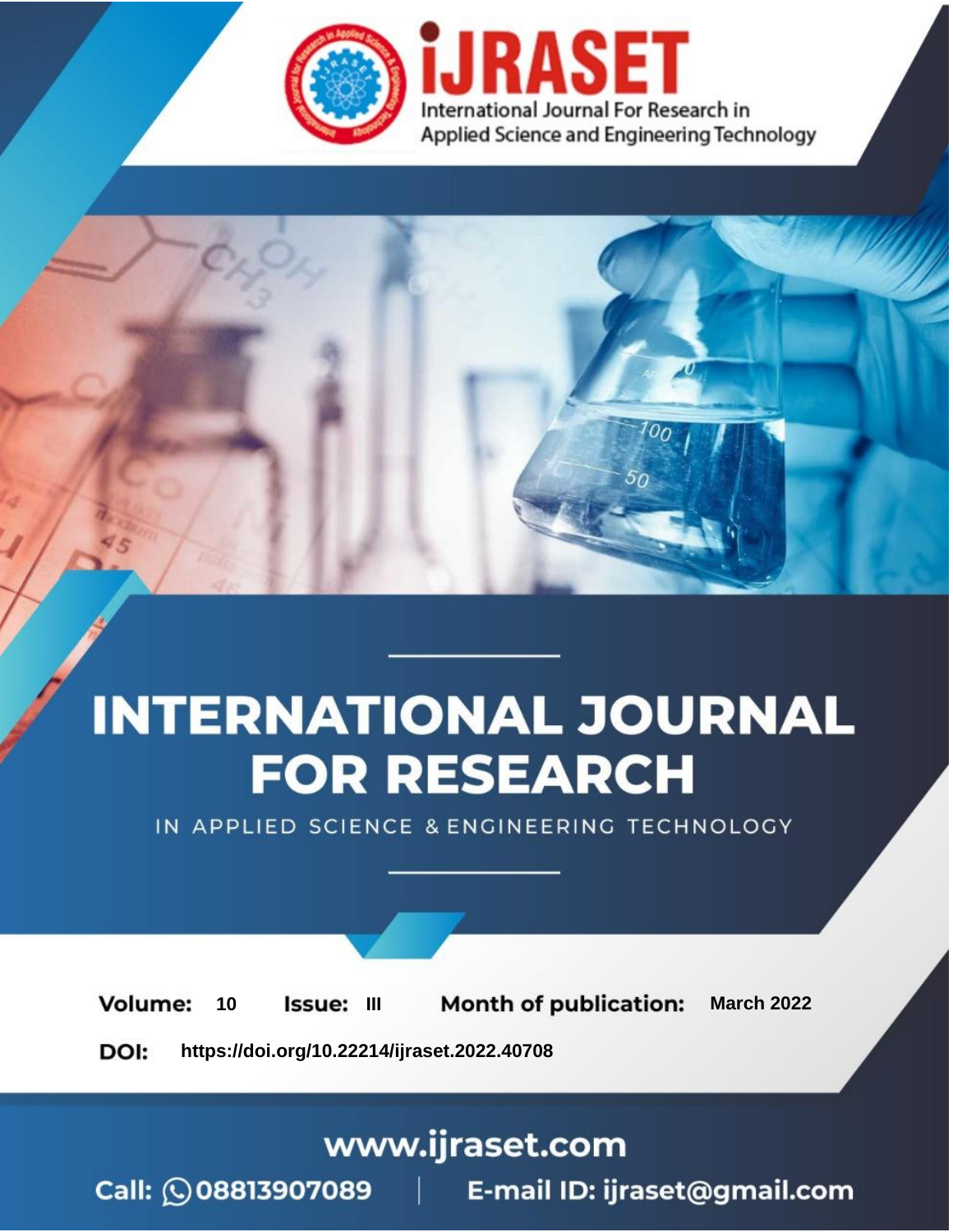iJRASET

International Journal For Research in Applied Science and Engineering Technology

# INTERNATIONAL JOURNAL FOR RESEARCH

IN APPLIED SCIENCE & ENGINEERING TECHNOLOGY

**Volume:** 10 **Issue:** III **Month of publication:** March 2022

**DOI:** https://doi.org/10.22214/ijraset.2022.40708

www.ijraset.com

Call: 08813907089 | E-mail ID: ijraset@gmail.com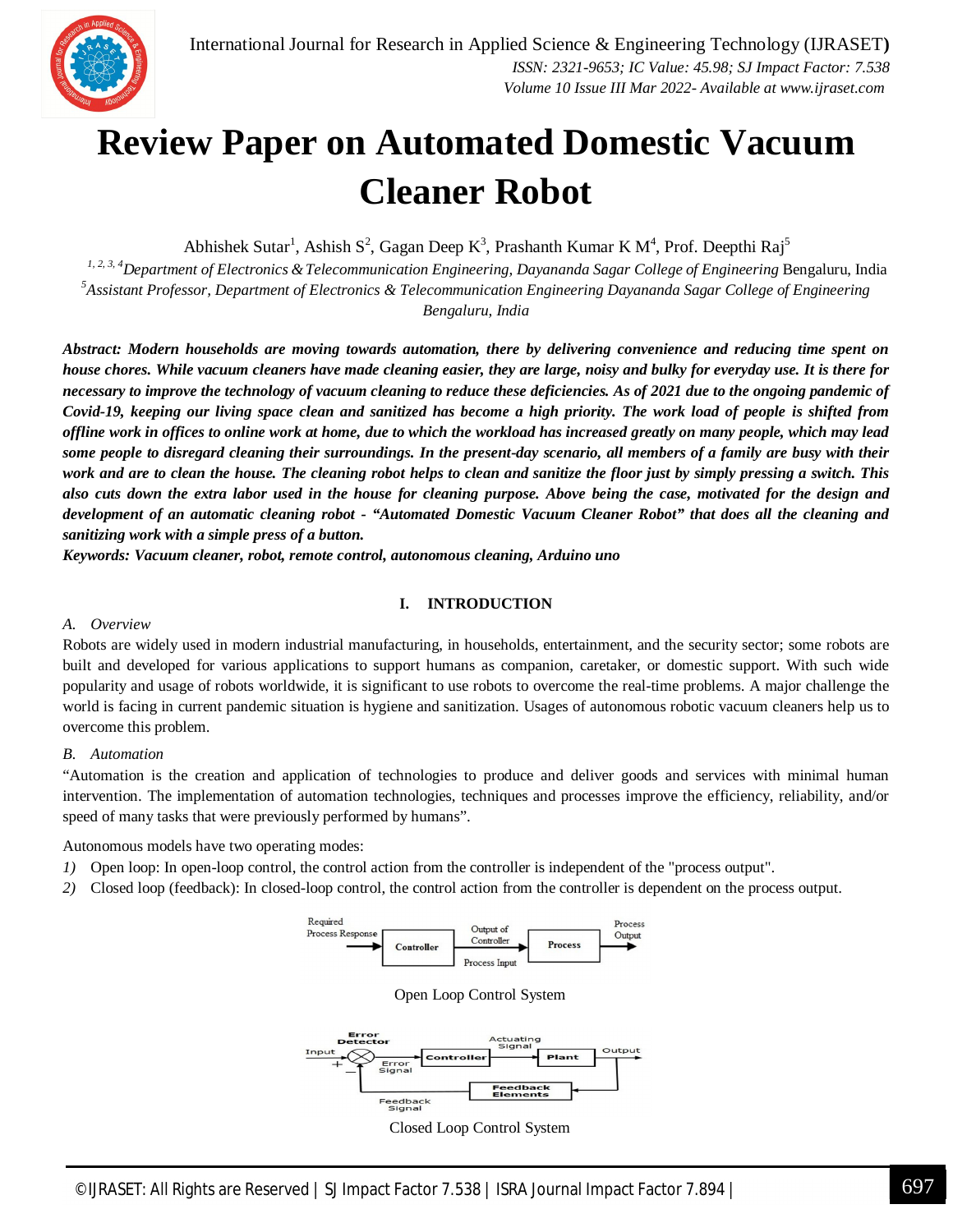# Review Paper on Automated Domestic Vacuum Cleaner Robot

Abhishek Sutar[1], Ashish S[2], Gagan Deep K[3], Prashanth Kumar K M[4], Prof. Deepthi Raj[5]

[1, 2, 3, 4]*Department of Electronics & Telecommunication Engineering, Dayananda Sagar College of Engineering* Bengaluru, India

[5]*Assistant Professor, Department of Electronics & Telecommunication Engineering Dayananda Sagar College of Engineering Bengaluru, India*

***Abstract:** Modern households are moving towards automation, there by delivering convenience and reducing time spent on house chores. While vacuum cleaners have made cleaning easier, they are large, noisy and bulky for everyday use. It is there for necessary to improve the technology of vacuum cleaning to reduce these deficiencies. As of 2021 due to the ongoing pandemic of Covid-19, keeping our living space clean and sanitized has become a high priority. The work load of people is shifted from offline work in offices to online work at home, due to which the workload has increased greatly on many people, which may lead some people to disregard cleaning their surroundings. In the present-day scenario, all members of a family are busy with their work and are to clean the house. The cleaning robot helps to clean and sanitize the floor just by simply pressing a switch. This also cuts down the extra labor used in the house for cleaning purpose. Above being the case, motivated for the design and development of an automatic cleaning robot - "Automated Domestic Vacuum Cleaner Robot" that does all the cleaning and sanitizing work with a simple press of a button.*

***Keywords:** Vacuum cleaner, robot, remote control, autonomous cleaning, Arduino uno*

## I. INTRODUCTION

### A. Overview

Robots are widely used in modern industrial manufacturing, in households, entertainment, and the security sector; some robots are built and developed for various applications to support humans as companion, caretaker, or domestic support. With such wide popularity and usage of robots worldwide, it is significant to use robots to overcome the real-time problems. A major challenge the world is facing in current pandemic situation is hygiene and sanitization. Usages of autonomous robotic vacuum cleaners help us to overcome this problem.

### B. Automation

"Automation is the creation and application of technologies to produce and deliver goods and services with minimal human intervention. The implementation of automation technologies, techniques and processes improve the efficiency, reliability, and/or speed of many tasks that were previously performed by humans".

Autonomous models have two operating modes:

1) Open loop: In open-loop control, the control action from the controller is independent of the "process output".
2) Closed loop (feedback): In closed-loop control, the control action from the controller is dependent on the process output.

Required Process Response
Controller
Output of Controller
Process Input
Process
Process Output

Open Loop Control System

Error Detector
Input
+
−
Error Signal
Controller
Actuating Signal
Plant
Output
Feedback Elements
Feedback Signal

Closed Loop Control System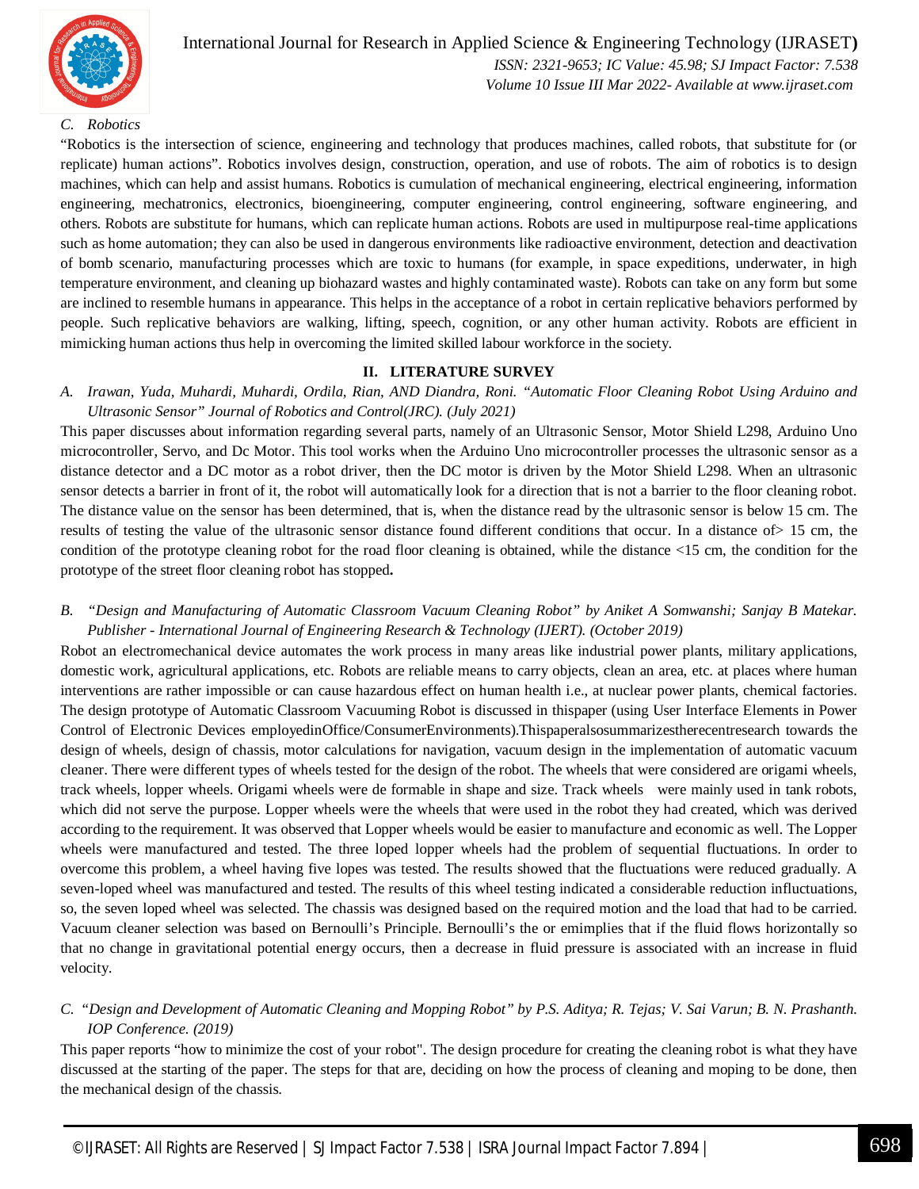### C. Robotics

"Robotics is the intersection of science, engineering and technology that produces machines, called robots, that substitute for (or replicate) human actions". Robotics involves design, construction, operation, and use of robots. The aim of robotics is to design machines, which can help and assist humans. Robotics is cumulation of mechanical engineering, electrical engineering, information engineering, mechatronics, electronics, bioengineering, computer engineering, control engineering, software engineering, and others. Robots are substitute for humans, which can replicate human actions. Robots are used in multipurpose real-time applications such as home automation; they can also be used in dangerous environments like radioactive environment, detection and deactivation of bomb scenario, manufacturing processes which are toxic to humans (for example, in space expeditions, underwater, in high temperature environment, and cleaning up biohazard wastes and highly contaminated waste). Robots can take on any form but some are inclined to resemble humans in appearance. This helps in the acceptance of a robot in certain replicative behaviors performed by people. Such replicative behaviors are walking, lifting, speech, cognition, or any other human activity. Robots are efficient in mimicking human actions thus help in overcoming the limited skilled labour workforce in the society.

## II. LITERATURE SURVEY

### A. *Irawan, Yuda, Muhardi, Muhardi, Ordila, Rian, AND Diandra, Roni. "Automatic Floor Cleaning Robot Using Arduino and Ultrasonic Sensor" Journal of Robotics and Control(JRC). (July 2021)*

This paper discusses about information regarding several parts, namely of an Ultrasonic Sensor, Motor Shield L298, Arduino Uno microcontroller, Servo, and Dc Motor. This tool works when the Arduino Uno microcontroller processes the ultrasonic sensor as a distance detector and a DC motor as a robot driver, then the DC motor is driven by the Motor Shield L298. When an ultrasonic sensor detects a barrier in front of it, the robot will automatically look for a direction that is not a barrier to the floor cleaning robot. The distance value on the sensor has been determined, that is, when the distance read by the ultrasonic sensor is below 15 cm. The results of testing the value of the ultrasonic sensor distance found different conditions that occur. In a distance of> 15 cm, the condition of the prototype cleaning robot for the road floor cleaning is obtained, while the distance <15 cm, the condition for the prototype of the street floor cleaning robot has stopped**.**

### B. *"Design and Manufacturing of Automatic Classroom Vacuum Cleaning Robot" by Aniket A Somwanshi; Sanjay B Matekar. Publisher - International Journal of Engineering Research & Technology (IJERT). (October 2019)*

Robot an electromechanical device automates the work process in many areas like industrial power plants, military applications, domestic work, agricultural applications, etc. Robots are reliable means to carry objects, clean an area, etc. at places where human interventions are rather impossible or can cause hazardous effect on human health i.e., at nuclear power plants, chemical factories. The design prototype of Automatic Classroom Vacuuming Robot is discussed in thispaper (using User Interface Elements in Power Control of Electronic Devices employedinOffice/ConsumerEnvironments).Thispaperalsosummarizestherecentresearch towards the design of wheels, design of chassis, motor calculations for navigation, vacuum design in the implementation of automatic vacuum cleaner. There were different types of wheels tested for the design of the robot. The wheels that were considered are origami wheels, track wheels, lopper wheels. Origami wheels were de formable in shape and size. Track wheels were mainly used in tank robots, which did not serve the purpose. Lopper wheels were the wheels that were used in the robot they had created, which was derived according to the requirement. It was observed that Lopper wheels would be easier to manufacture and economic as well. The Lopper wheels were manufactured and tested. The three loped lopper wheels had the problem of sequential fluctuations. In order to overcome this problem, a wheel having five lopes was tested. The results showed that the fluctuations were reduced gradually. A seven-loped wheel was manufactured and tested. The results of this wheel testing indicated a considerable reduction influctuations, so, the seven loped wheel was selected. The chassis was designed based on the required motion and the load that had to be carried. Vacuum cleaner selection was based on Bernoulli's Principle. Bernoulli's the or emimplies that if the fluid flows horizontally so that no change in gravitational potential energy occurs, then a decrease in fluid pressure is associated with an increase in fluid velocity.

### C. *"Design and Development of Automatic Cleaning and Mopping Robot" by P.S. Aditya; R. Tejas; V. Sai Varun; B. N. Prashanth. IOP Conference. (2019)*

This paper reports "how to minimize the cost of your robot". The design procedure for creating the cleaning robot is what they have discussed at the starting of the paper. The steps for that are, deciding on how the process of cleaning and moping to be done, then the mechanical design of the chassis.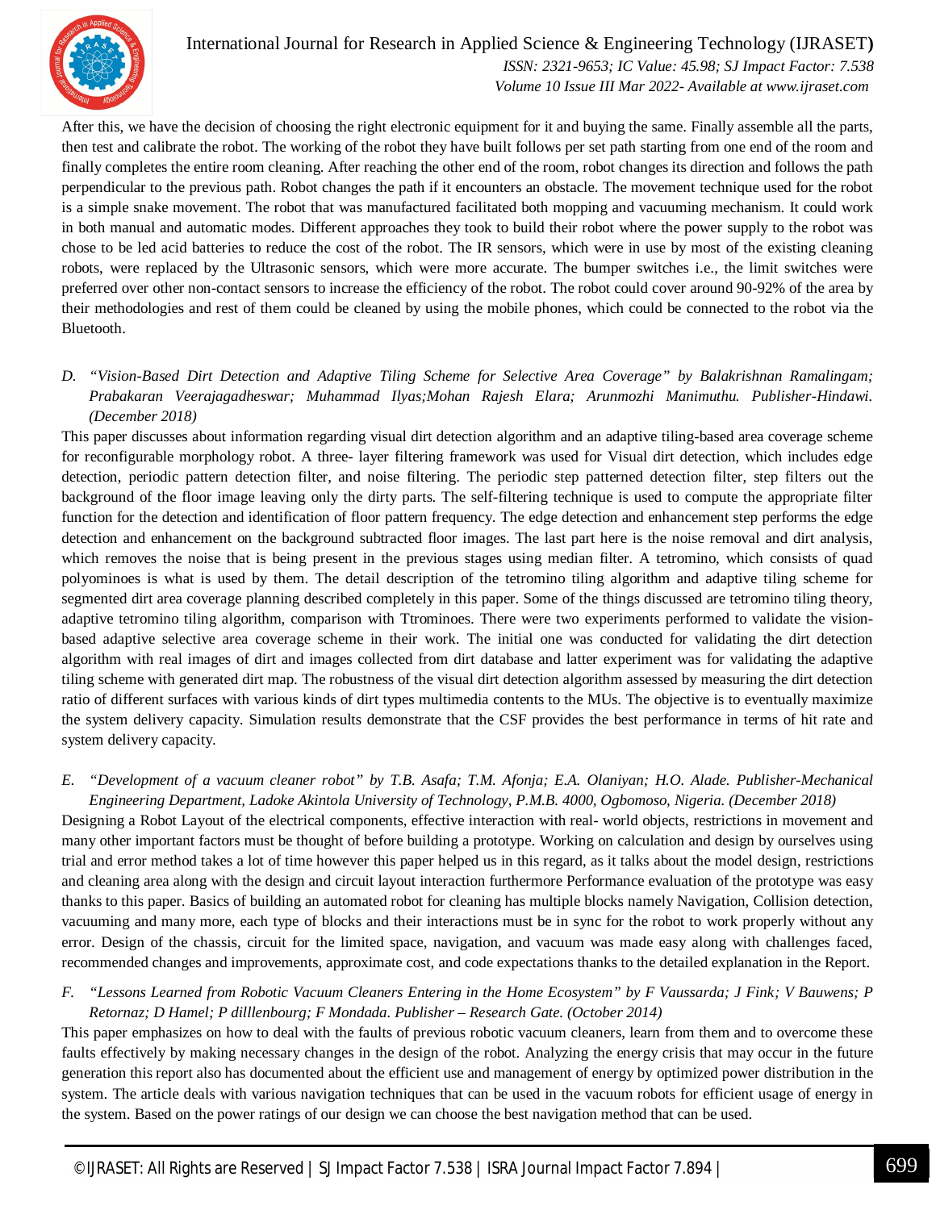After this, we have the decision of choosing the right electronic equipment for it and buying the same. Finally assemble all the parts, then test and calibrate the robot. The working of the robot they have built follows per set path starting from one end of the room and finally completes the entire room cleaning. After reaching the other end of the room, robot changes its direction and follows the path perpendicular to the previous path. Robot changes the path if it encounters an obstacle. The movement technique used for the robot is a simple snake movement. The robot that was manufactured facilitated both mopping and vacuuming mechanism. It could work in both manual and automatic modes. Different approaches they took to build their robot where the power supply to the robot was chose to be led acid batteries to reduce the cost of the robot. The IR sensors, which were in use by most of the existing cleaning robots, were replaced by the Ultrasonic sensors, which were more accurate. The bumper switches i.e., the limit switches were preferred over other non-contact sensors to increase the efficiency of the robot. The robot could cover around 90-92% of the area by their methodologies and rest of them could be cleaned by using the mobile phones, which could be connected to the robot via the Bluetooth.

### D. *"Vision-Based Dirt Detection and Adaptive Tiling Scheme for Selective Area Coverage" by Balakrishnan Ramalingam; Prabakaran Veerajagadheswar; Muhammad Ilyas;Mohan Rajesh Elara; Arunmozhi Manimuthu. Publisher-Hindawi. (December 2018)*

This paper discusses about information regarding visual dirt detection algorithm and an adaptive tiling-based area coverage scheme for reconfigurable morphology robot. A three- layer filtering framework was used for Visual dirt detection, which includes edge detection, periodic pattern detection filter, and noise filtering. The periodic step patterned detection filter, step filters out the background of the floor image leaving only the dirty parts. The self-filtering technique is used to compute the appropriate filter function for the detection and identification of floor pattern frequency. The edge detection and enhancement step performs the edge detection and enhancement on the background subtracted floor images. The last part here is the noise removal and dirt analysis, which removes the noise that is being present in the previous stages using median filter. A tetromino, which consists of quad polyominoes is what is used by them. The detail description of the tetromino tiling algorithm and adaptive tiling scheme for segmented dirt area coverage planning described completely in this paper. Some of the things discussed are tetromino tiling theory, adaptive tetromino tiling algorithm, comparison with Ttrominoes. There were two experiments performed to validate the vision-based adaptive selective area coverage scheme in their work. The initial one was conducted for validating the dirt detection algorithm with real images of dirt and images collected from dirt database and latter experiment was for validating the adaptive tiling scheme with generated dirt map. The robustness of the visual dirt detection algorithm assessed by measuring the dirt detection ratio of different surfaces with various kinds of dirt types multimedia contents to the MUs. The objective is to eventually maximize the system delivery capacity. Simulation results demonstrate that the CSF provides the best performance in terms of hit rate and system delivery capacity.

### E. *"Development of a vacuum cleaner robot" by T.B. Asafa; T.M. Afonja; E.A. Olaniyan; H.O. Alade. Publisher-Mechanical Engineering Department, Ladoke Akintola University of Technology, P.M.B. 4000, Ogbomoso, Nigeria. (December 2018)*

Designing a Robot Layout of the electrical components, effective interaction with real- world objects, restrictions in movement and many other important factors must be thought of before building a prototype. Working on calculation and design by ourselves using trial and error method takes a lot of time however this paper helped us in this regard, as it talks about the model design, restrictions and cleaning area along with the design and circuit layout interaction furthermore Performance evaluation of the prototype was easy thanks to this paper. Basics of building an automated robot for cleaning has multiple blocks namely Navigation, Collision detection, vacuuming and many more, each type of blocks and their interactions must be in sync for the robot to work properly without any error. Design of the chassis, circuit for the limited space, navigation, and vacuum was made easy along with challenges faced, recommended changes and improvements, approximate cost, and code expectations thanks to the detailed explanation in the Report.

### F. *"Lessons Learned from Robotic Vacuum Cleaners Entering in the Home Ecosystem" by F Vaussarda; J Fink; V Bauwens; P Retornaz; D Hamel; P dilllenbourg; F Mondada. Publisher – Research Gate. (October 2014)*

This paper emphasizes on how to deal with the faults of previous robotic vacuum cleaners, learn from them and to overcome these faults effectively by making necessary changes in the design of the robot. Analyzing the energy crisis that may occur in the future generation this report also has documented about the efficient use and management of energy by optimized power distribution in the system. The article deals with various navigation techniques that can be used in the vacuum robots for efficient usage of energy in the system. Based on the power ratings of our design we can choose the best navigation method that can be used.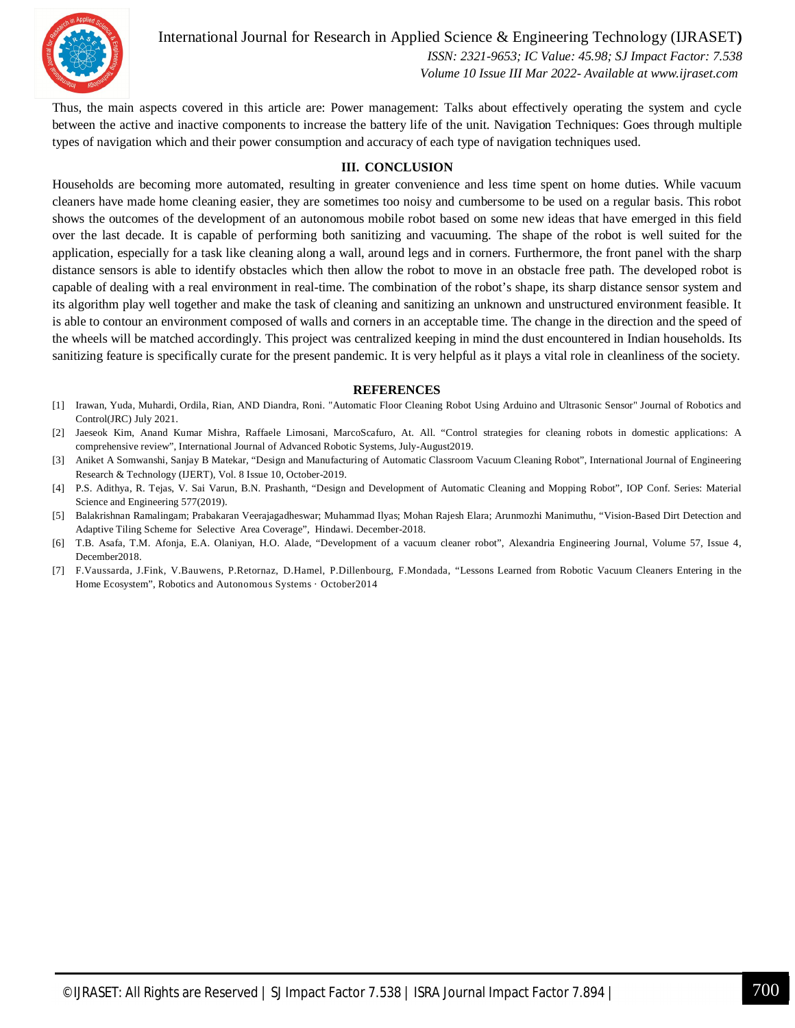Thus, the main aspects covered in this article are: Power management: Talks about effectively operating the system and cycle between the active and inactive components to increase the battery life of the unit. Navigation Techniques: Goes through multiple types of navigation which and their power consumption and accuracy of each type of navigation techniques used.

## III. CONCLUSION

Households are becoming more automated, resulting in greater convenience and less time spent on home duties. While vacuum cleaners have made home cleaning easier, they are sometimes too noisy and cumbersome to be used on a regular basis. This robot shows the outcomes of the development of an autonomous mobile robot based on some new ideas that have emerged in this field over the last decade. It is capable of performing both sanitizing and vacuuming. The shape of the robot is well suited for the application, especially for a task like cleaning along a wall, around legs and in corners. Furthermore, the front panel with the sharp distance sensors is able to identify obstacles which then allow the robot to move in an obstacle free path. The developed robot is capable of dealing with a real environment in real-time. The combination of the robot's shape, its sharp distance sensor system and its algorithm play well together and make the task of cleaning and sanitizing an unknown and unstructured environment feasible. It is able to contour an environment composed of walls and corners in an acceptable time. The change in the direction and the speed of the wheels will be matched accordingly. This project was centralized keeping in mind the dust encountered in Indian households. Its sanitizing feature is specifically curate for the present pandemic. It is very helpful as it plays a vital role in cleanliness of the society.

## REFERENCES

[1] Irawan, Yuda, Muhardi, Ordila, Rian, AND Diandra, Roni. "Automatic Floor Cleaning Robot Using Arduino and Ultrasonic Sensor" Journal of Robotics and Control(JRC) July 2021.

[2] Jaeseok Kim, Anand Kumar Mishra, Raffaele Limosani, MarcoScafuro, At. All. "Control strategies for cleaning robots in domestic applications: A comprehensive review", International Journal of Advanced Robotic Systems, July-August2019.

[3] Aniket A Somwanshi, Sanjay B Matekar, "Design and Manufacturing of Automatic Classroom Vacuum Cleaning Robot", International Journal of Engineering Research & Technology (IJERT), Vol. 8 Issue 10, October-2019.

[4] P.S. Adithya, R. Tejas, V. Sai Varun, B.N. Prashanth, "Design and Development of Automatic Cleaning and Mopping Robot", IOP Conf. Series: Material Science and Engineering 577(2019).

[5] Balakrishnan Ramalingam; Prabakaran Veerajagadheswar; Muhammad Ilyas; Mohan Rajesh Elara; Arunmozhi Manimuthu, "Vision-Based Dirt Detection and Adaptive Tiling Scheme for Selective Area Coverage", Hindawi. December-2018.

[6] T.B. Asafa, T.M. Afonja, E.A. Olaniyan, H.O. Alade, "Development of a vacuum cleaner robot", Alexandria Engineering Journal, Volume 57, Issue 4, December2018.

[7] F.Vaussarda, J.Fink, V.Bauwens, P.Retornaz, D.Hamel, P.Dillenbourg, F.Mondada, "Lessons Learned from Robotic Vacuum Cleaners Entering in the Home Ecosystem", Robotics and Autonomous Systems · October2014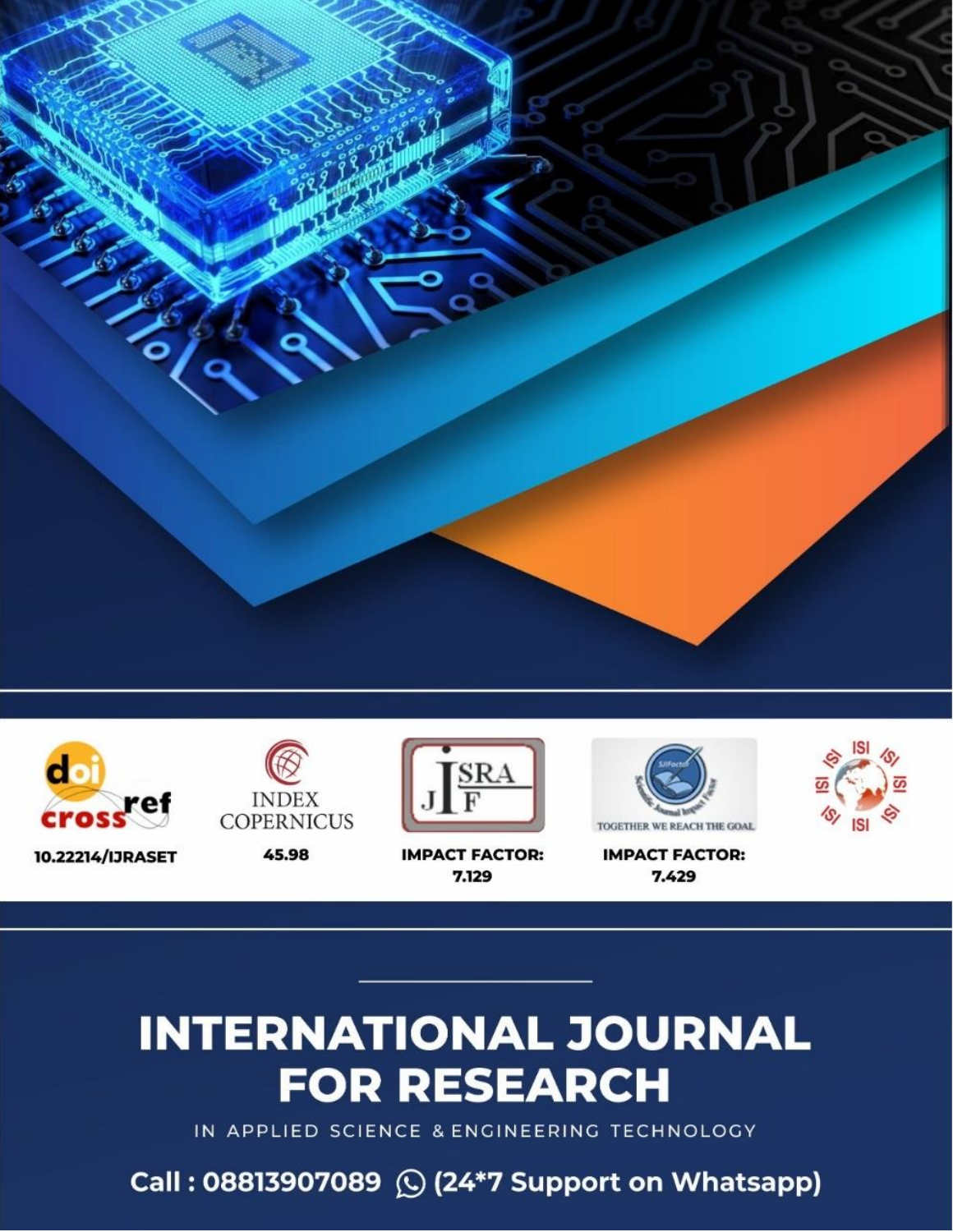10.22214/IJRASET

45.98

IMPACT FACTOR: 7.129

IMPACT FACTOR: 7.429

# INTERNATIONAL JOURNAL FOR RESEARCH

IN APPLIED SCIENCE & ENGINEERING TECHNOLOGY

Call : 08813907089 (24*7 Support on Whatsapp)